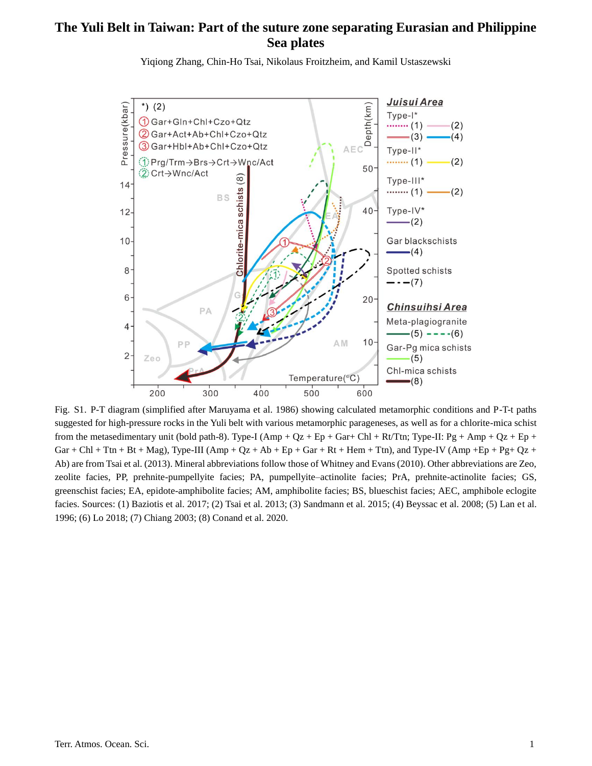# The Yuli Belt in Taiwan: Part of the suture zone separating Eurasian and Philippine Sea plates

Yiqiong Zhang, Chin-Ho Tsai, Nikolaus Froitzheim, and Kamil Ustaszewski

Fig. S1. P-T diagram (simplified after Maruyama et al. 1986) showing calculated metamorphic conditions and P-T-t paths suggested for high-pressure rocks in the Yuli belt with various metamorphic parageneses, as well as for a chlorite-mica schist from the metasedimentary unit (bold path-8). Type-I (Amp + Qz + Ep + Gar+ Chl + Rt/Ttn; Type-II: Pg + Amp + Qz + Ep + Gar + Chl + Ttn + Bt + Mag), Type-III (Amp + Qz + Ab + Ep + Gar + Rt + Hem + Ttn), and Type-IV (Amp +Ep + Pg+ Qz + Ab) are from Tsai et al. (2013). Mineral abbreviations follow those of Whitney and Evans (2010). Other abbreviations are Zeo, zeolite facies, PP, prehnite-pumpellyite facies; PA, pumpellyite–actinolite facies; PrA, prehnite-actinolite facies; GS, greenschist facies; EA, epidote-amphibolite facies; AM, amphibolite facies; BS, blueschist facies; AEC, amphibole eclogite facies. Sources: (1) Baziotis et al. 2017; (2) Tsai et al. 2013; (3) Sandmann et al. 2015; (4) Beyssac et al. 2008; (5) Lan et al. 1996; (6) Lo 2018; (7) Chiang 2003; (8) Conand et al. 2020.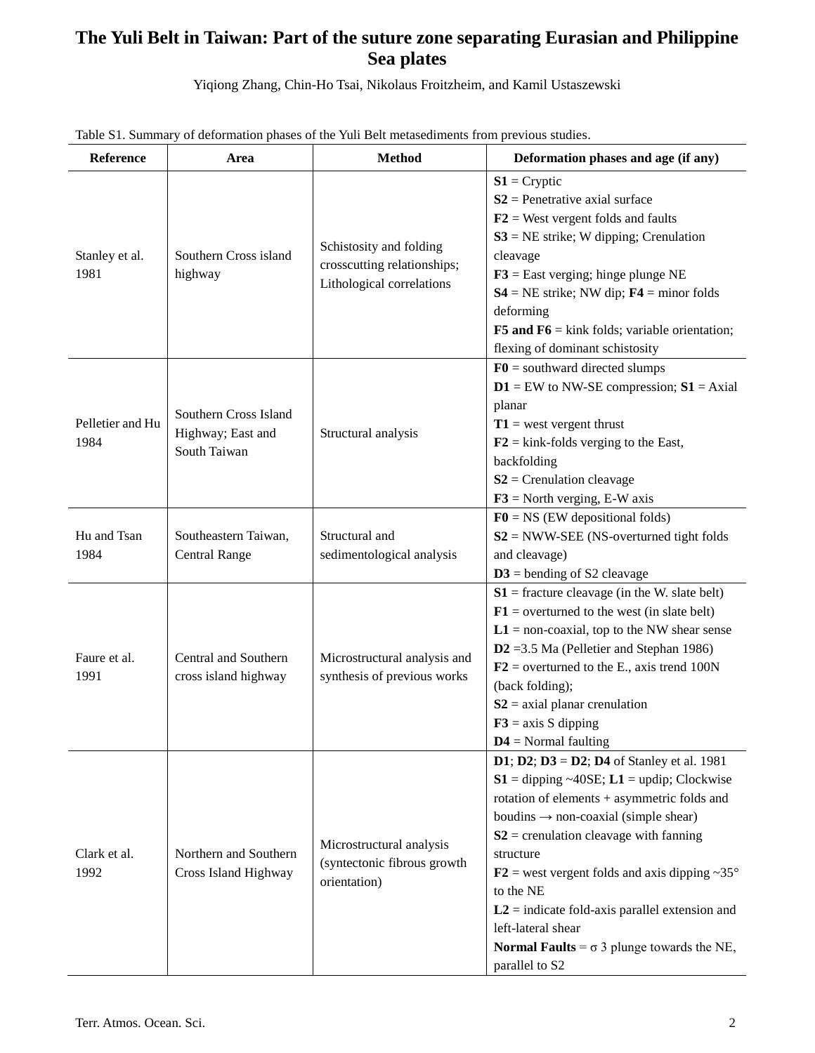# The Yuli Belt in Taiwan: Part of the suture zone separating Eurasian and Philippine Sea plates

Yiqiong Zhang, Chin-Ho Tsai, Nikolaus Froitzheim, and Kamil Ustaszewski

Table S1. Summary of deformation phases of the Yuli Belt metasediments from previous studies.

| Reference | Area | Method | Deformation phases and age (if any) |
|---|---|---|---|
| Stanley et al. 1981 | Southern Cross island highway | Schistosity and folding crosscutting relationships; Lithological correlations | **S1** = Cryptic<br>**S2** = Penetrative axial surface<br>**F2** = West vergent folds and faults<br>**S3** = NE strike; W dipping; Crenulation cleavage<br>**F3** = East verging; hinge plunge NE<br>**S4** = NE strike; NW dip; **F4** = minor folds deforming<br>**F5 and F6** = kink folds; variable orientation; flexing of dominant schistosity |
| Pelletier and Hu 1984 | Southern Cross Island Highway; East and South Taiwan | Structural analysis | **F0** = southward directed slumps<br>**D1** = EW to NW-SE compression; **S1** = Axial planar<br>**T1** = west vergent thrust<br>**F2** = kink-folds verging to the East, backfolding<br>**S2** = Crenulation cleavage<br>**F3** = North verging, E-W axis |
| Hu and Tsan 1984 | Southeastern Taiwan, Central Range | Structural and sedimentological analysis | **F0** = NS (EW depositional folds)<br>**S2** = NWW-SEE (NS-overturned tight folds and cleavage)<br>**D3** = bending of S2 cleavage |
| Faure et al. 1991 | Central and Southern cross island highway | Microstructural analysis and synthesis of previous works | **S1** = fracture cleavage (in the W. slate belt)<br>**F1** = overturned to the west (in slate belt)<br>**L1** = non-coaxial, top to the NW shear sense<br>**D2** =3.5 Ma (Pelletier and Stephan 1986)<br>**F2** = overturned to the E., axis trend 100N (back folding);<br>**S2** = axial planar crenulation<br>**F3** = axis S dipping<br>**D4** = Normal faulting |
| Clark et al. 1992 | Northern and Southern Cross Island Highway | Microstructural analysis (syntectonic fibrous growth orientation) | **D1**; **D2**; **D3** = **D2**; **D4** of Stanley et al. 1981<br>**S1** = dipping ~40SE; **L1** = updip; Clockwise rotation of elements + asymmetric folds and boudins → non-coaxial (simple shear)<br>**S2** = crenulation cleavage with fanning structure<br>**F2** = west vergent folds and axis dipping ~35° to the NE<br>**L2** = indicate fold-axis parallel extension and left-lateral shear<br>**Normal Faults** = σ 3 plunge towards the NE, parallel to S2 |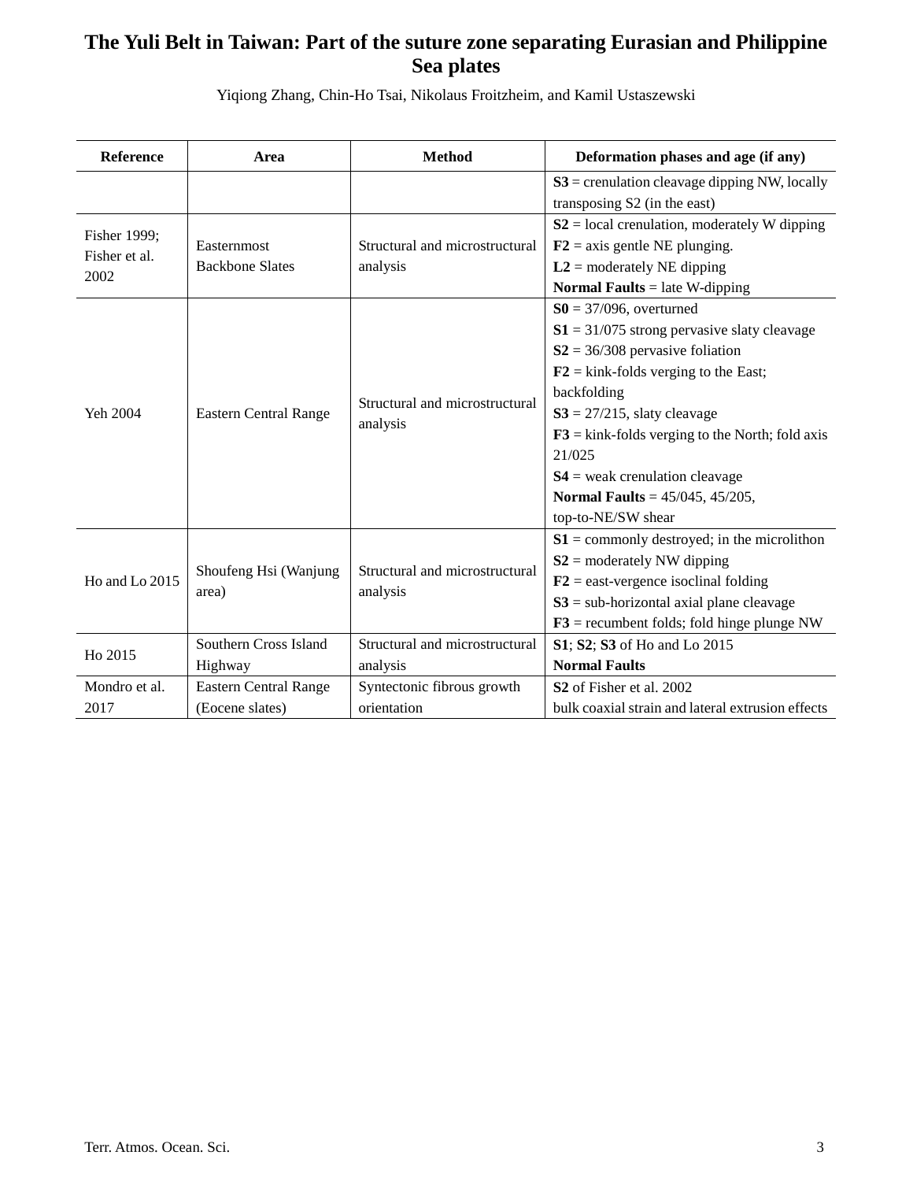# The Yuli Belt in Taiwan: Part of the suture zone separating Eurasian and Philippine Sea plates

Yiqiong Zhang, Chin-Ho Tsai, Nikolaus Froitzheim, and Kamil Ustaszewski

| Reference | Area | Method | Deformation phases and age (if any) |
|---|---|---|---|
| | | | **S3** = crenulation cleavage dipping NW, locally transposing S2 (in the east) |
| Fisher 1999; Fisher et al. 2002 | Easternmost Backbone Slates | Structural and microstructural analysis | **S2** = local crenulation, moderately W dipping<br>**F2** = axis gentle NE plunging.<br>**L2** = moderately NE dipping<br>**Normal Faults** = late W-dipping |
| Yeh 2004 | Eastern Central Range | Structural and microstructural analysis | **S0** = 37/096, overturned<br>**S1** = 31/075 strong pervasive slaty cleavage<br>**S2** = 36/308 pervasive foliation<br>**F2** = kink-folds verging to the East; backfolding<br>**S3** = 27/215, slaty cleavage<br>**F3** = kink-folds verging to the North; fold axis 21/025<br>**S4** = weak crenulation cleavage<br>**Normal Faults** = 45/045, 45/205, top-to-NE/SW shear |
| Ho and Lo 2015 | Shoufeng Hsi (Wanjung area) | Structural and microstructural analysis | **S1** = commonly destroyed; in the microlithon<br>**S2** = moderately NW dipping<br>**F2** = east-vergence isoclinal folding<br>**S3** = sub-horizontal axial plane cleavage<br>**F3** = recumbent folds; fold hinge plunge NW |
| Ho 2015 | Southern Cross Island Highway | Structural and microstructural analysis | **S1**; **S2**; **S3** of Ho and Lo 2015<br>**Normal Faults** |
| Mondro et al. 2017 | Eastern Central Range (Eocene slates) | Syntectonic fibrous growth orientation | **S2** of Fisher et al. 2002<br>bulk coaxial strain and lateral extrusion effects |